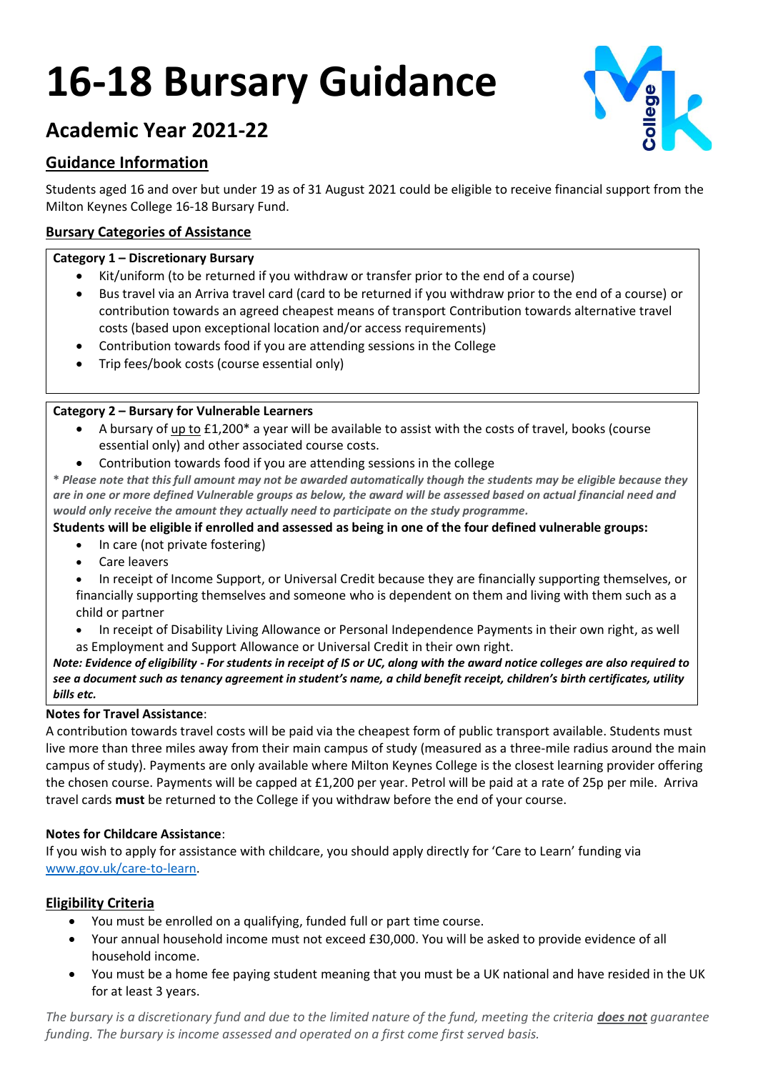# 16-18 Bursary Guidance

## Academic Year 2021-22

### Guidance Information

Students aged 16 and over but under 19 as of 31 August 2021 could be eligible to receive financial support from the Milton Keynes College 16-18 Bursary Fund.

#### Bursary Categories of Assistance

**Category 1 – Discretionary Bursary**

- Kit/uniform (to be returned if you withdraw or transfer prior to the end of a course)
- Bus travel via an Arriva travel card (card to be returned if you withdraw prior to the end of a course) or contribution towards an agreed cheapest means of transport Contribution towards alternative travel costs (based upon exceptional location and/or access requirements)
- Contribution towards food if you are attending sessions in the College
- Trip fees/book costs (course essential only)

**Category 2 – Bursary for Vulnerable Learners**

- A bursary of up to £1,200* a year will be available to assist with the costs of travel, books (course essential only) and other associated course costs.
- Contribution towards food if you are attending sessions in the college

*\* Please note that this full amount may not be awarded automatically though the students may be eligible because they are in one or more defined Vulnerable groups as below, the award will be assessed based on actual financial need and would only receive the amount they actually need to participate on the study programme.*

**Students will be eligible if enrolled and assessed as being in one of the four defined vulnerable groups:**

- In care (not private fostering)
- Care leavers
- In receipt of Income Support, or Universal Credit because they are financially supporting themselves, or financially supporting themselves and someone who is dependent on them and living with them such as a child or partner
- In receipt of Disability Living Allowance or Personal Independence Payments in their own right, as well as Employment and Support Allowance or Universal Credit in their own right.

***Note: Evidence of eligibility - For students in receipt of IS or UC, along with the award notice colleges are also required to see a document such as tenancy agreement in student's name, a child benefit receipt, children's birth certificates, utility bills etc.***

**Notes for Travel Assistance**:
A contribution towards travel costs will be paid via the cheapest form of public transport available. Students must live more than three miles away from their main campus of study (measured as a three-mile radius around the main campus of study). Payments are only available where Milton Keynes College is the closest learning provider offering the chosen course. Payments will be capped at £1,200 per year. Petrol will be paid at a rate of 25p per mile. Arriva travel cards **must** be returned to the College if you withdraw before the end of your course.

**Notes for Childcare Assistance**:
If you wish to apply for assistance with childcare, you should apply directly for 'Care to Learn' funding via www.gov.uk/care-to-learn.

### Eligibility Criteria

- You must be enrolled on a qualifying, funded full or part time course.
- Your annual household income must not exceed £30,000. You will be asked to provide evidence of all household income.
- You must be a home fee paying student meaning that you must be a UK national and have resided in the UK for at least 3 years.

*The bursary is a discretionary fund and due to the limited nature of the fund, meeting the criteria **does not** guarantee funding. The bursary is income assessed and operated on a first come first served basis.*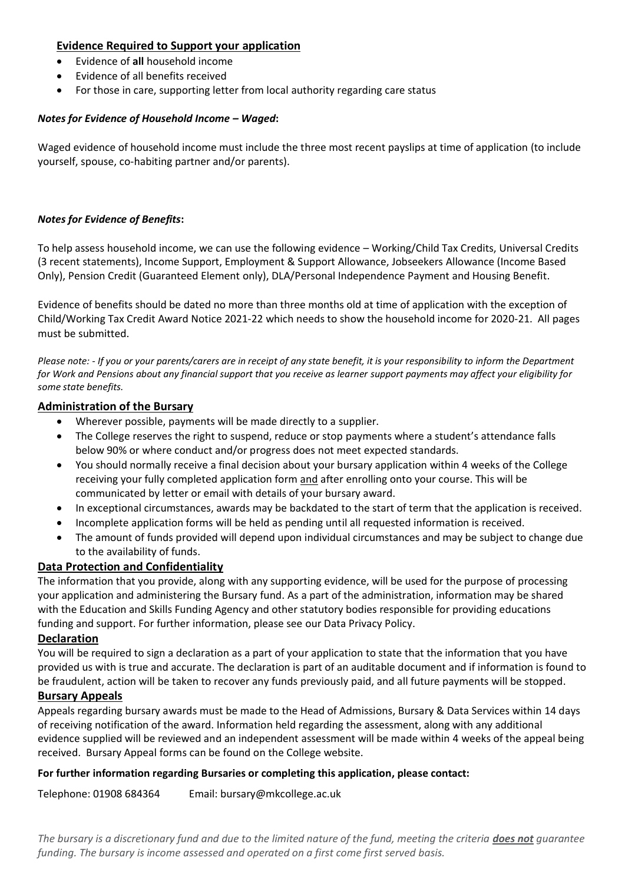## Evidence Required to Support your application

- Evidence of **all** household income
- Evidence of all benefits received
- For those in care, supporting letter from local authority regarding care status

***Notes for Evidence of Household Income – Waged*:**

Waged evidence of household income must include the three most recent payslips at time of application (to include yourself, spouse, co-habiting partner and/or parents).

***Notes for Evidence of Benefits*:**

To help assess household income, we can use the following evidence – Working/Child Tax Credits, Universal Credits (3 recent statements), Income Support, Employment & Support Allowance, Jobseekers Allowance (Income Based Only), Pension Credit (Guaranteed Element only), DLA/Personal Independence Payment and Housing Benefit.

Evidence of benefits should be dated no more than three months old at time of application with the exception of Child/Working Tax Credit Award Notice 2021-22 which needs to show the household income for 2020-21. All pages must be submitted.

*Please note: - If you or your parents/carers are in receipt of any state benefit, it is your responsibility to inform the Department for Work and Pensions about any financial support that you receive as learner support payments may affect your eligibility for some state benefits.*

## Administration of the Bursary

- Wherever possible, payments will be made directly to a supplier.
- The College reserves the right to suspend, reduce or stop payments where a student's attendance falls below 90% or where conduct and/or progress does not meet expected standards.
- You should normally receive a final decision about your bursary application within 4 weeks of the College receiving your fully completed application form and after enrolling onto your course. This will be communicated by letter or email with details of your bursary award.
- In exceptional circumstances, awards may be backdated to the start of term that the application is received.
- Incomplete application forms will be held as pending until all requested information is received.
- The amount of funds provided will depend upon individual circumstances and may be subject to change due to the availability of funds.

## Data Protection and Confidentiality

The information that you provide, along with any supporting evidence, will be used for the purpose of processing your application and administering the Bursary fund. As a part of the administration, information may be shared with the Education and Skills Funding Agency and other statutory bodies responsible for providing educations funding and support. For further information, please see our Data Privacy Policy.

## Declaration

You will be required to sign a declaration as a part of your application to state that the information that you have provided us with is true and accurate. The declaration is part of an auditable document and if information is found to be fraudulent, action will be taken to recover any funds previously paid, and all future payments will be stopped.

## Bursary Appeals

Appeals regarding bursary awards must be made to the Head of Admissions, Bursary & Data Services within 14 days of receiving notification of the award. Information held regarding the assessment, along with any additional evidence supplied will be reviewed and an independent assessment will be made within 4 weeks of the appeal being received. Bursary Appeal forms can be found on the College website.

**For further information regarding Bursaries or completing this application, please contact:**

Telephone: 01908 684364 Email: bursary@mkcollege.ac.uk

*The bursary is a discretionary fund and due to the limited nature of the fund, meeting the criteria **does not** guarantee funding. The bursary is income assessed and operated on a first come first served basis.*